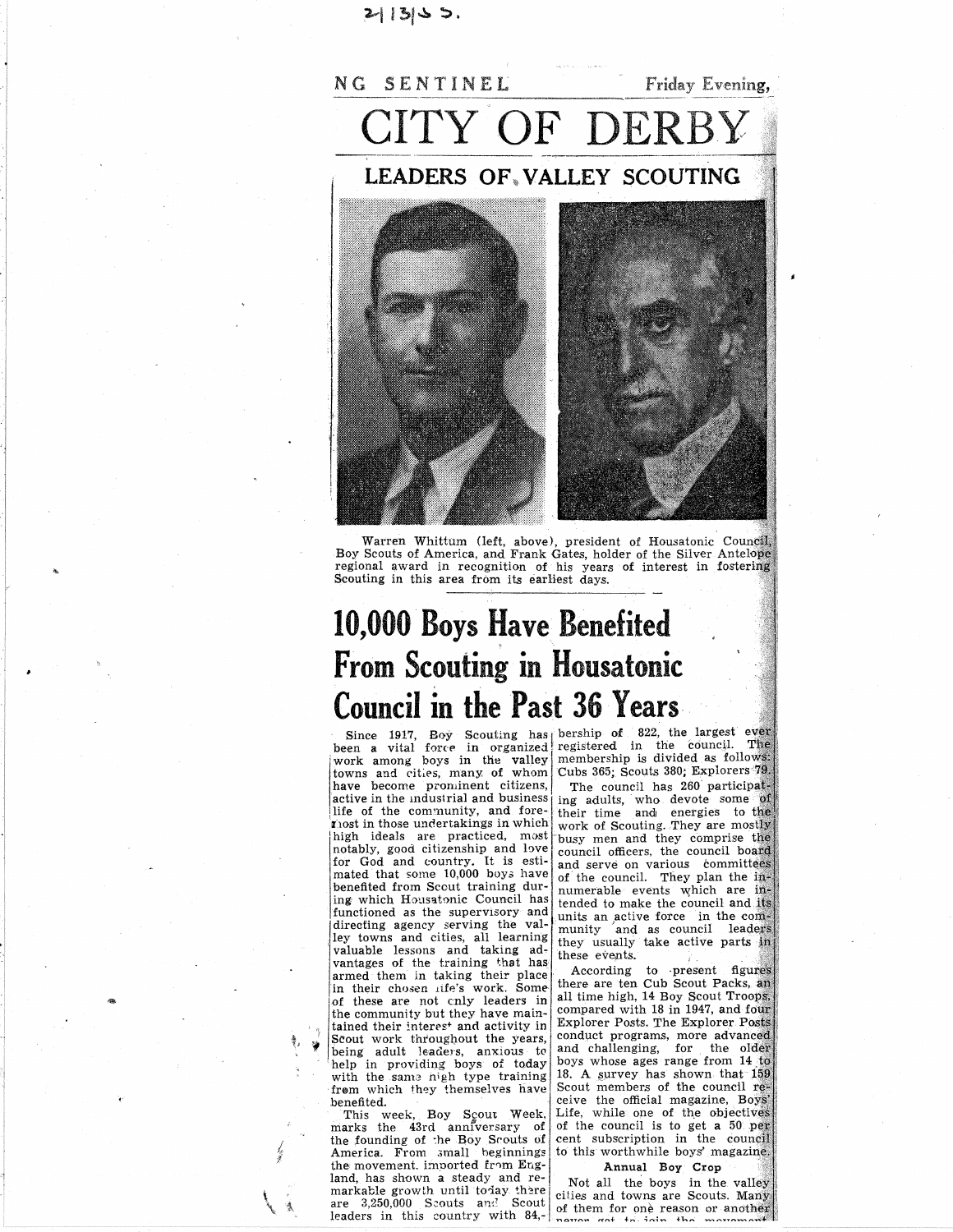2/13/53.

NG SENTINEL Friday Evening,

# CITY OF DERBY

## LEADERS OF VALLEY SCOUTING

Warren Whittum (left, above), president of Housatonic Council, Boy Scouts of America, and Frank Gates, holder of the Silver Antelope regional award in recognition of his years of interest in fostering Scouting in this area from its earliest days.

# 10,000 Boys Have Benefited From Scouting in Housatonic Council in the Past 36 Years

Since 1917, Boy Scouting has been a vital force in organized work among boys in the valley towns and cities, many of whom have become prominent citizens, active in the industrial and business life of the community, and foremost in those undertakings in which high ideals are practiced, most notably, good citizenship and love for God and country. It is estimated that some 10,000 boys have benefited from Scout training during which Housatonic Council has functioned as the supervisory and directing agency serving the valley towns and cities, all learning valuable lessons and taking advantages of the training that has armed them in taking their place in their chosen life's work. Some of these are not only leaders in the community but they have maintained their interest and activity in Scout work throughout the years, being adult leaders, anxious to help in providing boys of today with the same high type training from which they themselves have benefited.

This week, Boy Scout Week, marks the 43rd anniversary of the founding of the Boy Scouts of America. From small beginnings the movement, imported from England, has shown a steady and remarkable growth until today there are 3,250,000 Scouts and Scout leaders in this country with 84,- bership of 822, the largest ever registered in the council. The membership is divided as follows: Cubs 365; Scouts 380; Explorers 79.

The council has 260 participating adults, who devote some of their time and energies to the work of Scouting. They are mostly busy men and they comprise the council officers, the council board and serve on various committees of the council. They plan the innumerable events which are intended to make the council and its units an active force in the community and as council leaders they usually take active parts in these events.

According to present figures there are ten Cub Scout Packs, an all time high, 14 Boy Scout Troops, compared with 18 in 1947, and four Explorer Posts. The Explorer Posts conduct programs, more advanced and challenging, for the older boys whose ages range from 14 to 18. A survey has shown that 159 Scout members of the council receive the official magazine, Boys' Life, while one of the objectives of the council is to get a 50 per cent subscription in the council to this worthwhile boys' magazine.

### Annual Boy Crop

Not all the boys in the valley cities and towns are Scouts. Many of them for one reason or another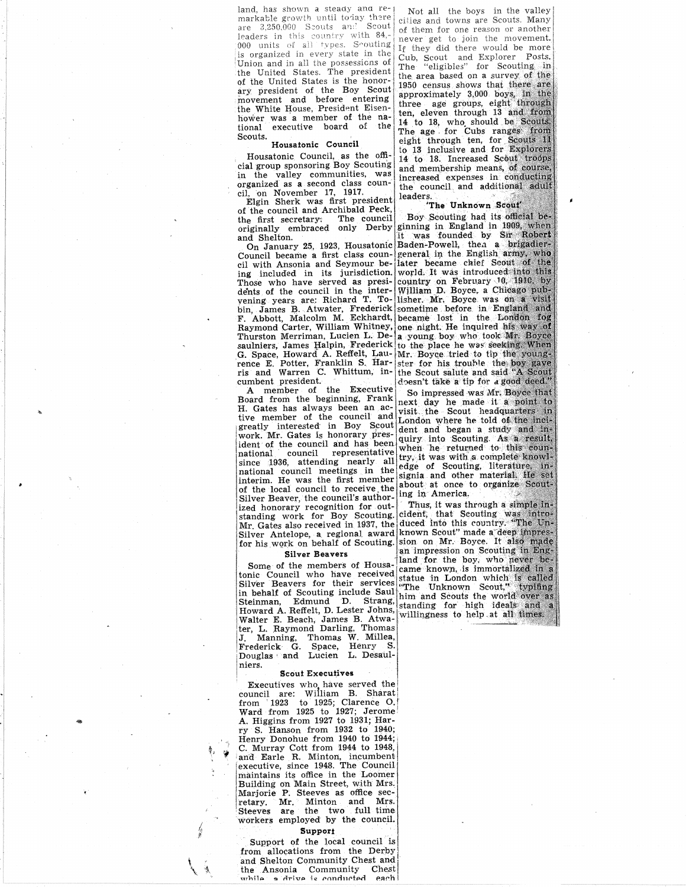land, has shown a steady and remarkable growth until today there are 3,250,000 Scouts and Scout leaders in this country with 84,000 units of all types. Scouting is organized in every state in the Union and in all the possessions of the United States. The president of the United States is the honorary president of the Boy Scout movement and before entering the White House, President Eisenhower was a member of the national executive board of the Scouts.

### Housatonic Council

Housatonic Council, as the official group sponsoring Boy Scouting in the valley communities, was organized as a second class council, on November 17, 1917.

Elgin Sherk was first president of the council and Archibald Peck, the first secretary. The council originally embraced only Derby and Shelton.

On January 25, 1923, Housatonic Council became a first class council with Ansonia and Seymour being included in its jurisdiction. Those who have served as presidents of the council in the intervening years are: Richard T. Tobin, James B. Atwater, Frederick F. Abbott, Malcolm M. Eckhardt, Raymond Carter, William Whitney, Thurston Merriman, Lucien L. Desaulniers, James Halpin, Frederick G. Space, Howard A. Reffelt, Laurence E. Potter, Franklin S. Harris and Warren C. Whittum, incumbent president.

A member of the Executive Board from the beginning, Frank H. Gates has always been an active member of the council and greatly interested in Boy Scout work. Mr. Gates is honorary president of the council and has been national council representative since 1936, attending nearly all national council meetings in the interim. He was the first member of the local council to receive the Silver Beaver, the council's authorized honorary recognition for outstanding work for Boy Scouting. Mr. Gates also received in 1937, the Silver Antelope, a regional award for his work on behalf of Scouting.

### Silver Beavers

Some of the members of Housatonic Council who have received Silver Beavers for their services in behalf of Scouting include Saul Steinman, Edmund D. Strang, Howard A. Reffelt, D. Lester Johns, Walter E. Beach, James B. Atwater, L. Raymond Darling, Thomas J. Manning, Thomas W. Millea, Frederick G. Space, Henry S. Douglas and Lucien L. Desaulniers.

### Scout Executives

Executives who have served the council are: William B. Sharat from 1923 to 1925; Clarence O. Ward from 1925 to 1927; Jerome A. Higgins from 1927 to 1931; Harry S. Hanson from 1932 to 1940; Henry Donohue from 1940 to 1944; C. Murray Cott from 1944 to 1948, and Earle R. Minton, incumbent executive, since 1948. The Council maintains its office in the Loomer Building on Main Street, with Mrs. Marjorie P. Steeves as office secretary. Mr. Minton and Mrs. Steeves are the two full time workers employed by the council.

### Support

Support of the local council is from allocations from the Derby and Shelton Community Chest and the Ansonia Community Chest while a drive is conducted each

Not all the boys in the valley cities and towns are Scouts. Many of them for one reason or another never get to join the movement. If they did there would be more Cub, Scout and Explorer Posts. The "eligibles" for Scouting in the area based on a survey of the 1950 census shows that there are approximately 3,000 boys, in the three age groups, eight through ten, eleven through 13 and from 14 to 18, who should be Scouts. The age for Cubs ranges from eight through ten, for Scouts 11 to 13 inclusive and for Explorers 14 to 18. Increased Scout troops and membership means, of course, increased expenses in conducting the council and additional adult leaders.

### 'The Unknown Scout'

Boy Scouting had its official beginning in England in 1909, when it was founded by Sir Robert Baden-Powell, then a brigadier-general in the English army, who later became chief Scout of the world. It was introduced into this country on February 10, 1910, by William D. Boyce, a Chicago publisher. Mr. Boyce was on a visit sometime before in England and became lost in the London fog one night. He inquired his way of a young boy who took Mr. Boyce to the place he was seeking. When Mr. Boyce tried to tip the youngster for his trouble the boy gave the Scout salute and said "A Scout doesn't take a tip for a good deed."

So impressed was Mr. Boyce that next day he made it a point to visit the Scout headquarters in London where he told of the incident and began a study and inquiry into Scouting. As a result, when he returned to this country, it was with a complete knowledge of Scouting, literature, insignia and other material. He set about at once to organize Scouting in America.

Thus, it was through a simple incident, that Scouting was introduced into this country. "The Unknown Scout" made a deep impression on Mr. Boyce. It also made an impression on Scouting in England for the boy, who never became known, is immortalized in a statue in London which is called "The Unknown Scout," typifing him and Scouts the world over as standing for high ideals and a willingness to help at all times.